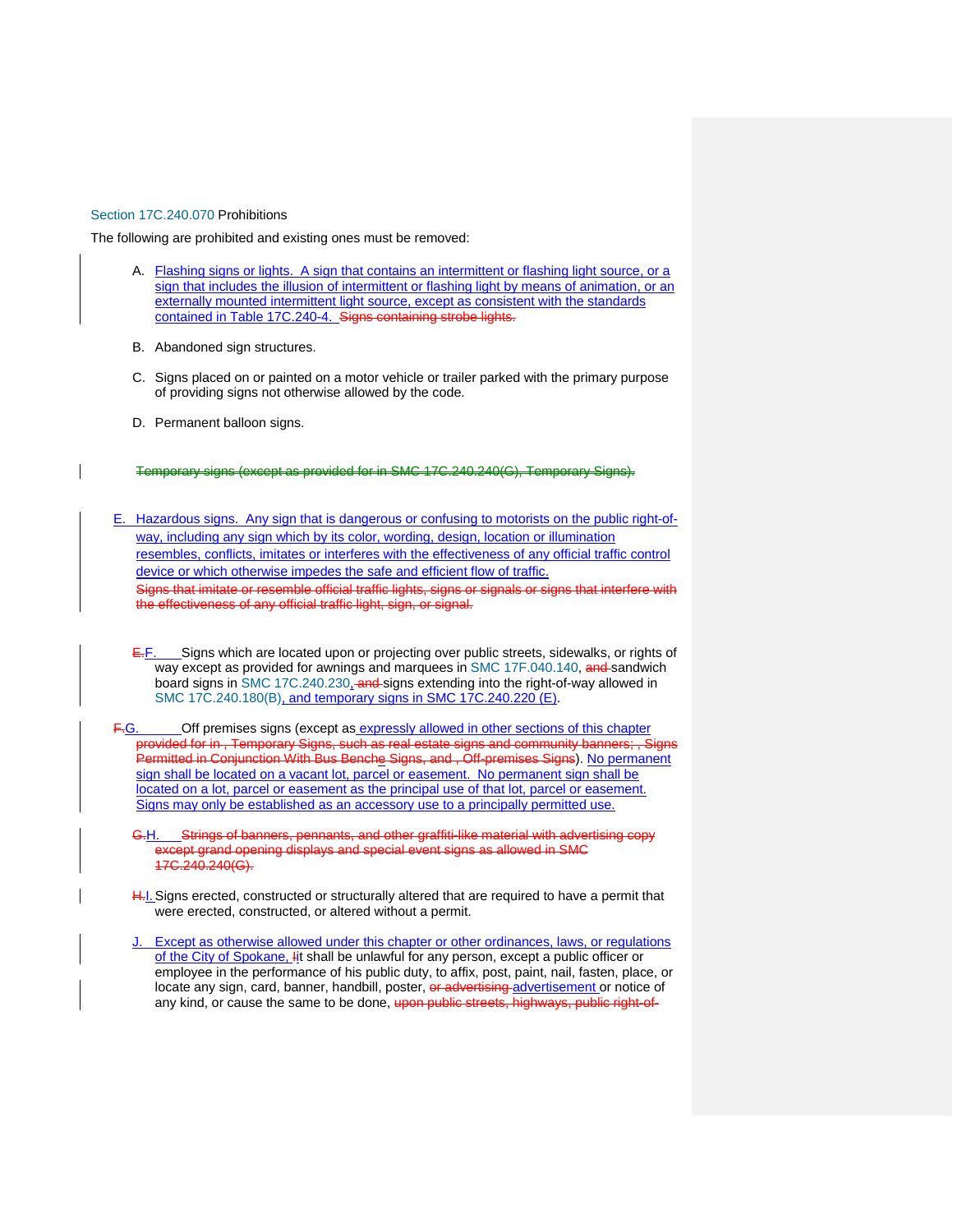Section 17C.240.070 Prohibitions

The following are prohibited and existing ones must be removed:

A. Flashing signs or lights. A sign that contains an intermittent or flashing light source, or a sign that includes the illusion of intermittent or flashing light by means of animation, or an externally mounted intermittent light source, except as consistent with the standards contained in Table 17C.240-4. ~~Signs containing strobe lights.~~

B. Abandoned sign structures.

C. Signs placed on or painted on a motor vehicle or trailer parked with the primary purpose of providing signs not otherwise allowed by the code.

D. Permanent balloon signs.

~~Temporary signs (except as provided for in SMC 17C.240.240(G), Temporary Signs).~~

E. Hazardous signs. Any sign that is dangerous or confusing to motorists on the public right-of-way, including any sign which by its color, wording, design, location or illumination resembles, conflicts, imitates or interferes with the effectiveness of any official traffic control device or which otherwise impedes the safe and efficient flow of traffic.
~~Signs that imitate or resemble official traffic lights, signs or signals or signs that interfere with the effectiveness of any official traffic light, sign, or signal.~~

~~E.~~F. Signs which are located upon or projecting over public streets, sidewalks, or rights of way except as provided for awnings and marquees in SMC 17F.040.140, ~~and~~ sandwich board signs in SMC 17C.240.230, ~~and~~ signs extending into the right-of-way allowed in SMC 17C.240.180(B), and temporary signs in SMC 17C.240.220 (E).

~~F.~~G. Off premises signs (except as expressly allowed in other sections of this chapter ~~provided for in , Temporary Signs, such as real estate signs and community banners; , Signs Permitted in Conjunction With Bus Benche Signs, and , Off-premises Signs~~). No permanent sign shall be located on a vacant lot, parcel or easement. No permanent sign shall be located on a lot, parcel or easement as the principal use of that lot, parcel or easement. Signs may only be established as an accessory use to a principally permitted use.

~~G.~~H. ~~Strings of banners, pennants, and other graffiti-like material with advertising copy except grand opening displays and special event signs as allowed in SMC 17C.240.240(G).~~

~~H.~~I. Signs erected, constructed or structurally altered that are required to have a permit that were erected, constructed, or altered without a permit.

J. Except as otherwise allowed under this chapter or other ordinances, laws, or regulations of the City of Spokane, ~~I~~it shall be unlawful for any person, except a public officer or employee in the performance of his public duty, to affix, post, paint, nail, fasten, place, or locate any sign, card, banner, handbill, poster, ~~or advertising~~ advertisement or notice of any kind, or cause the same to be done, ~~upon public streets, highways, public right-of-~~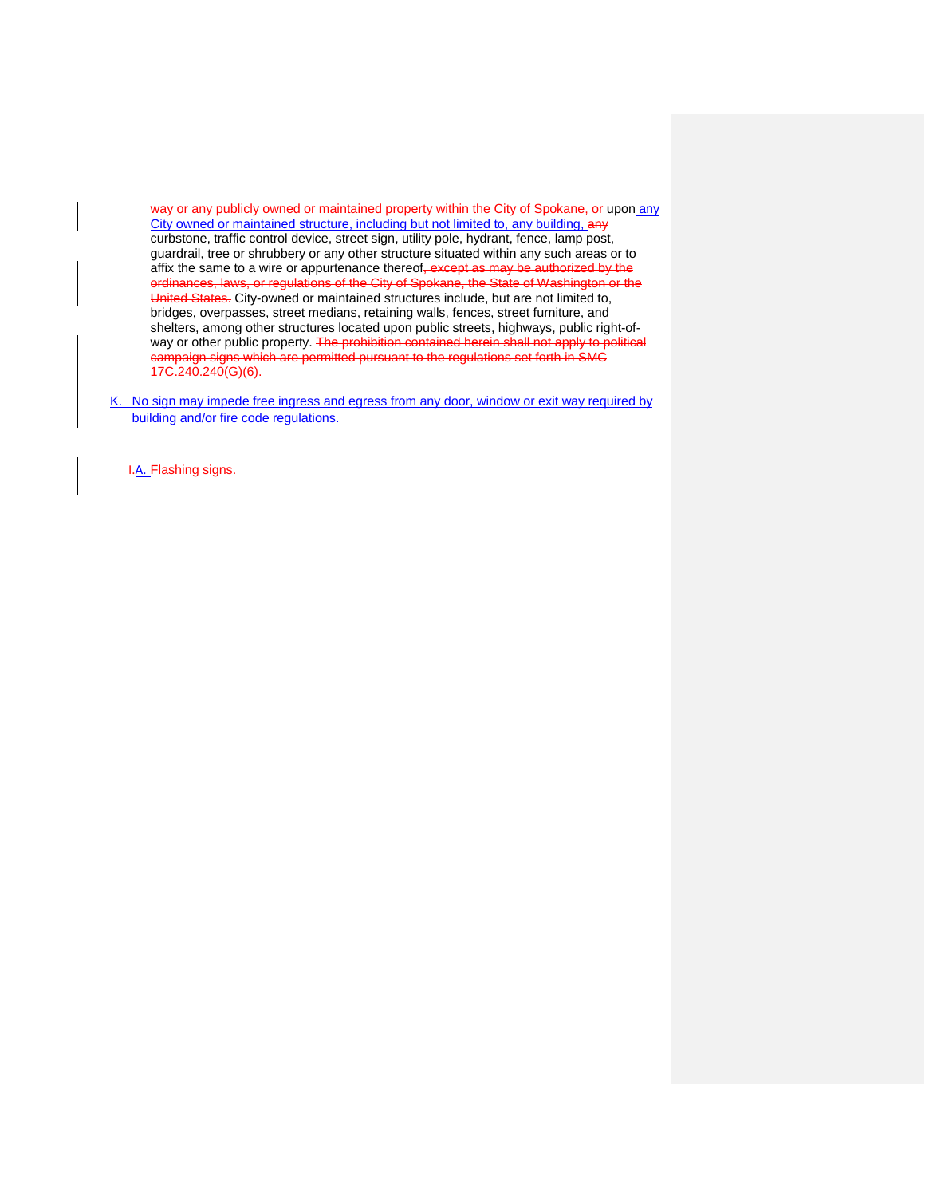way or any publicly owned or maintained property within the City of Spokane, or upon any City owned or maintained structure, including but not limited to, any building, any curbstone, traffic control device, street sign, utility pole, hydrant, fence, lamp post, guardrail, tree or shrubbery or any other structure situated within any such areas or to affix the same to a wire or appurtenance thereof, except as may be authorized by the ordinances, laws, or regulations of the City of Spokane, the State of Washington or the United States. City-owned or maintained structures include, but are not limited to, bridges, overpasses, street medians, retaining walls, fences, street furniture, and shelters, among other structures located upon public streets, highways, public right-of-way or other public property. The prohibition contained herein shall not apply to political campaign signs which are permitted pursuant to the regulations set forth in SMC 17C.240.240(G)(6).

K. No sign may impede free ingress and egress from any door, window or exit way required by building and/or fire code regulations.

I.A. Flashing signs.